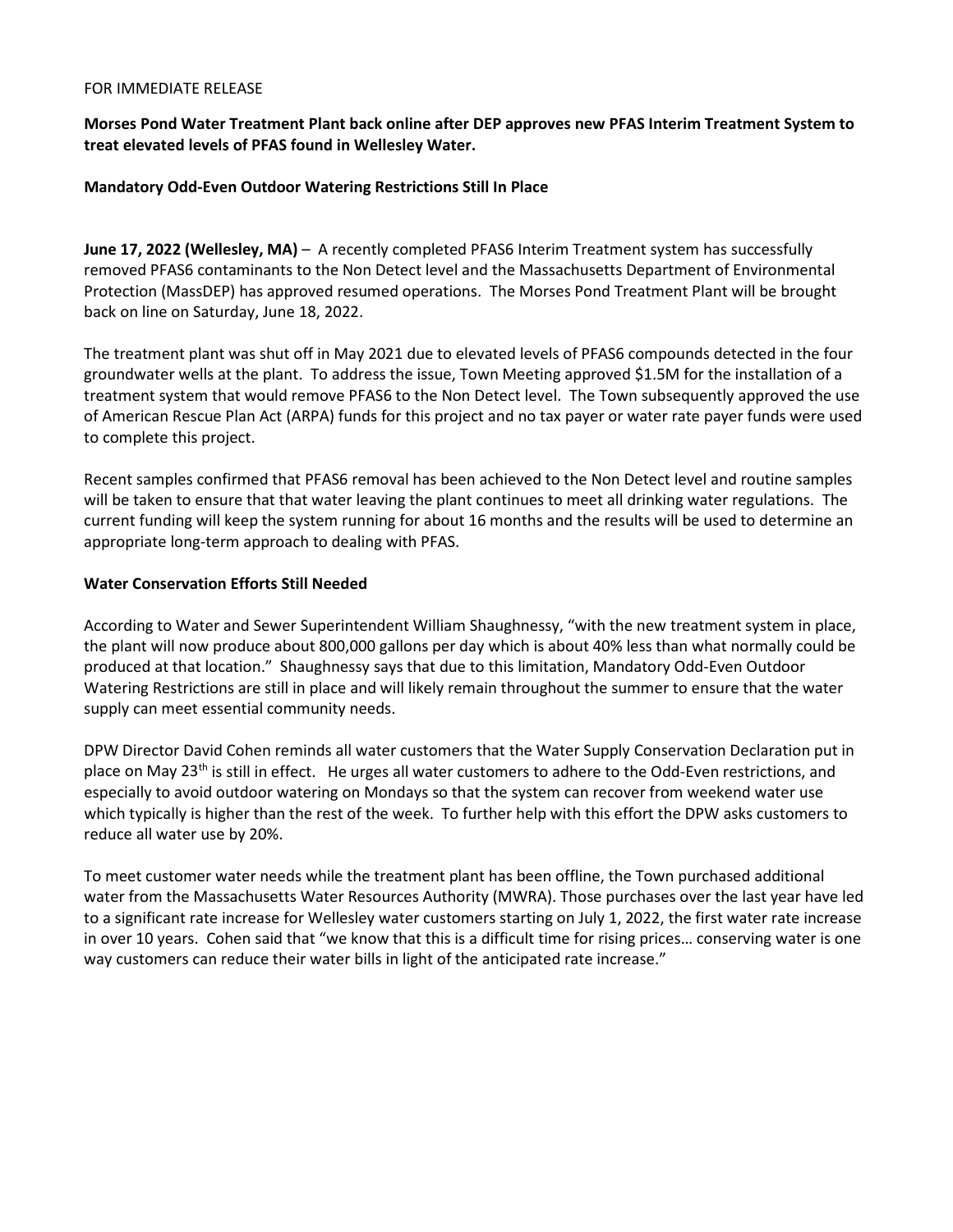FOR IMMEDIATE RELEASE

**Morses Pond Water Treatment Plant back online after DEP approves new PFAS Interim Treatment System to treat elevated levels of PFAS found in Wellesley Water.**

**Mandatory Odd-Even Outdoor Watering Restrictions Still In Place**

**June 17, 2022 (Wellesley, MA)** – A recently completed PFAS6 Interim Treatment system has successfully removed PFAS6 contaminants to the Non Detect level and the Massachusetts Department of Environmental Protection (MassDEP) has approved resumed operations. The Morses Pond Treatment Plant will be brought back on line on Saturday, June 18, 2022.

The treatment plant was shut off in May 2021 due to elevated levels of PFAS6 compounds detected in the four groundwater wells at the plant. To address the issue, Town Meeting approved $1.5M for the installation of a treatment system that would remove PFAS6 to the Non Detect level. The Town subsequently approved the use of American Rescue Plan Act (ARPA) funds for this project and no tax payer or water rate payer funds were used to complete this project.

Recent samples confirmed that PFAS6 removal has been achieved to the Non Detect level and routine samples will be taken to ensure that that water leaving the plant continues to meet all drinking water regulations. The current funding will keep the system running for about 16 months and the results will be used to determine an appropriate long-term approach to dealing with PFAS.

**Water Conservation Efforts Still Needed**

According to Water and Sewer Superintendent William Shaughnessy, "with the new treatment system in place, the plant will now produce about 800,000 gallons per day which is about 40% less than what normally could be produced at that location." Shaughnessy says that due to this limitation, Mandatory Odd-Even Outdoor Watering Restrictions are still in place and will likely remain throughout the summer to ensure that the water supply can meet essential community needs.

DPW Director David Cohen reminds all water customers that the Water Supply Conservation Declaration put in place on May 23rd is still in effect. He urges all water customers to adhere to the Odd-Even restrictions, and especially to avoid outdoor watering on Mondays so that the system can recover from weekend water use which typically is higher than the rest of the week. To further help with this effort the DPW asks customers to reduce all water use by 20%.

To meet customer water needs while the treatment plant has been offline, the Town purchased additional water from the Massachusetts Water Resources Authority (MWRA). Those purchases over the last year have led to a significant rate increase for Wellesley water customers starting on July 1, 2022, the first water rate increase in over 10 years. Cohen said that "we know that this is a difficult time for rising prices… conserving water is one way customers can reduce their water bills in light of the anticipated rate increase."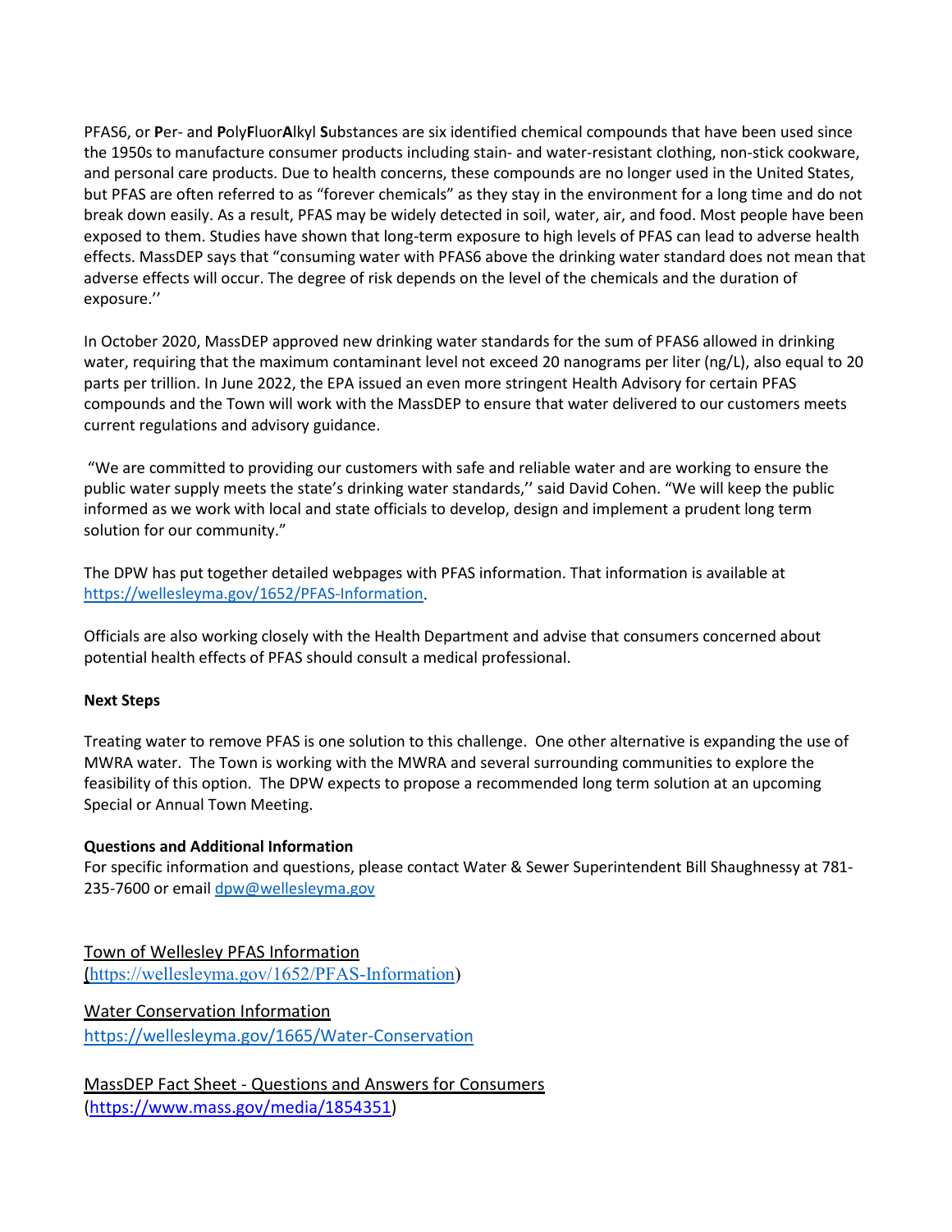PFAS6, or **P**er- and **P**oly**F**luor**A**lkyl **S**ubstances are six identified chemical compounds that have been used since the 1950s to manufacture consumer products including stain- and water-resistant clothing, non-stick cookware, and personal care products. Due to health concerns, these compounds are no longer used in the United States, but PFAS are often referred to as "forever chemicals" as they stay in the environment for a long time and do not break down easily. As a result, PFAS may be widely detected in soil, water, air, and food. Most people have been exposed to them. Studies have shown that long-term exposure to high levels of PFAS can lead to adverse health effects. MassDEP says that "consuming water with PFAS6 above the drinking water standard does not mean that adverse effects will occur. The degree of risk depends on the level of the chemicals and the duration of exposure.''

In October 2020, MassDEP approved new drinking water standards for the sum of PFAS6 allowed in drinking water, requiring that the maximum contaminant level not exceed 20 nanograms per liter (ng/L), also equal to 20 parts per trillion. In June 2022, the EPA issued an even more stringent Health Advisory for certain PFAS compounds and the Town will work with the MassDEP to ensure that water delivered to our customers meets current regulations and advisory guidance.

"We are committed to providing our customers with safe and reliable water and are working to ensure the public water supply meets the state's drinking water standards,'' said David Cohen. "We will keep the public informed as we work with local and state officials to develop, design and implement a prudent long term solution for our community."

The DPW has put together detailed webpages with PFAS information. That information is available at https://wellesleyma.gov/1652/PFAS-Information.

Officials are also working closely with the Health Department and advise that consumers concerned about potential health effects of PFAS should consult a medical professional.

**Next Steps**

Treating water to remove PFAS is one solution to this challenge. One other alternative is expanding the use of MWRA water. The Town is working with the MWRA and several surrounding communities to explore the feasibility of this option. The DPW expects to propose a recommended long term solution at an upcoming Special or Annual Town Meeting.

**Questions and Additional Information**

For specific information and questions, please contact Water & Sewer Superintendent Bill Shaughnessy at 781-235-7600 or email dpw@wellesleyma.gov

Town of Wellesley PFAS Information
(https://wellesleyma.gov/1652/PFAS-Information)

Water Conservation Information
https://wellesleyma.gov/1665/Water-Conservation

MassDEP Fact Sheet - Questions and Answers for Consumers
(https://www.mass.gov/media/1854351)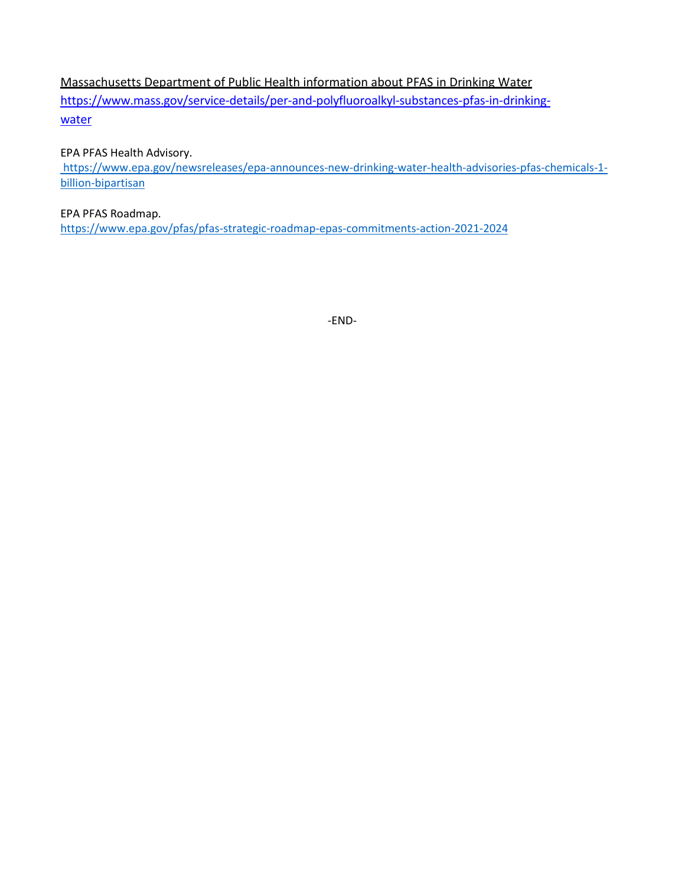Massachusetts Department of Public Health information about PFAS in Drinking Water
https://www.mass.gov/service-details/per-and-polyfluoroalkyl-substances-pfas-in-drinking-water

EPA PFAS Health Advisory.
https://www.epa.gov/newsreleases/epa-announces-new-drinking-water-health-advisories-pfas-chemicals-1-billion-bipartisan

EPA PFAS Roadmap.
https://www.epa.gov/pfas/pfas-strategic-roadmap-epas-commitments-action-2021-2024

-END-